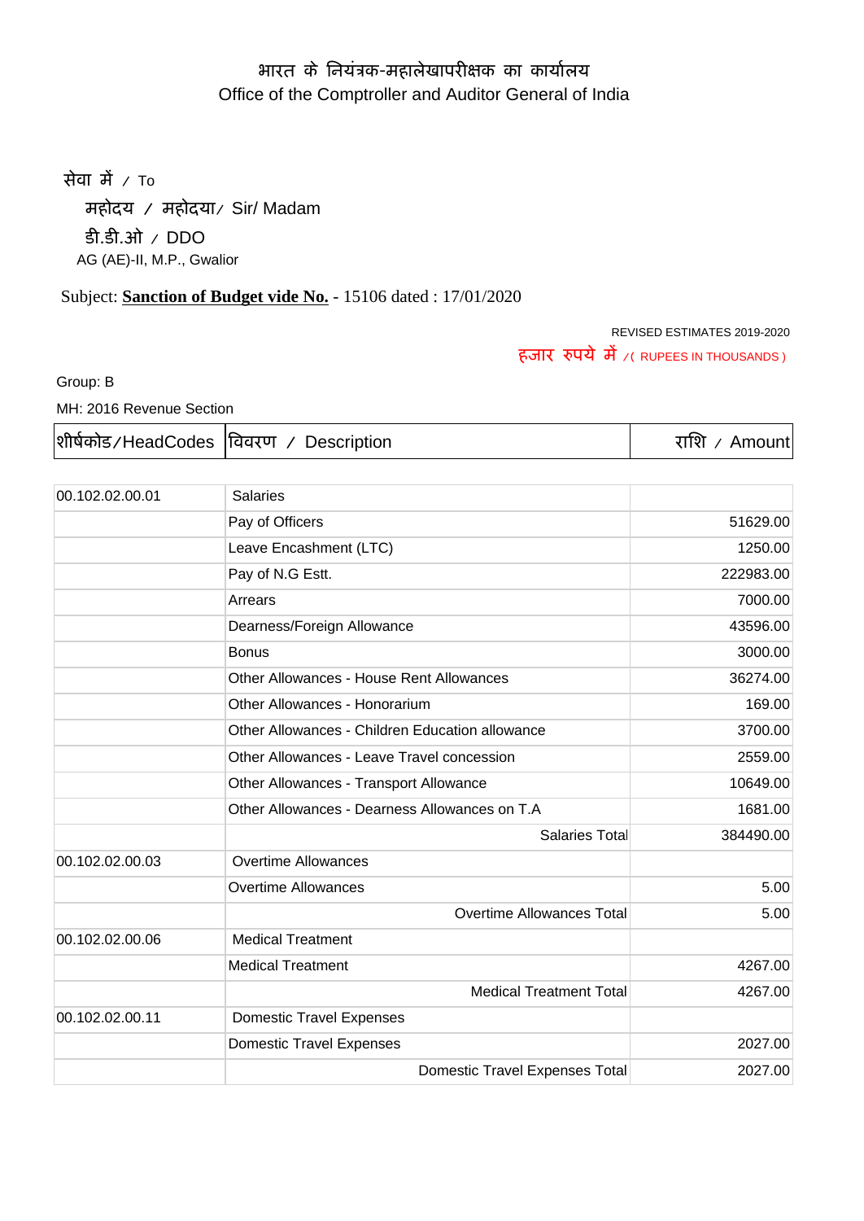# भारत के नियंत्रक-महालेखापरीक्षक का कार्यालय
# Office of the Comptroller and Auditor General of India

सेवा में / To

महोदय / महोदया/ Sir/ Madam

डी.डी.ओ / DDO

AG (AE)-II, M.P., Gwalior

Subject: **Sanction of Budget vide No.** - 15106 dated : 17/01/2020

REVISED ESTIMATES 2019-2020

हजार रुपये में /( RUPEES IN THOUSANDS )

Group: B

MH: 2016 Revenue Section

| शीर्षकोड/HeadCodes | विवरण / Description | राशि / Amount |
|---|---|---|
| 00.102.02.00.01 | Salaries | |
| | Pay of Officers | 51629.00 |
| | Leave Encashment (LTC) | 1250.00 |
| | Pay of N.G Estt. | 222983.00 |
| | Arrears | 7000.00 |
| | Dearness/Foreign Allowance | 43596.00 |
| | Bonus | 3000.00 |
| | Other Allowances - House Rent Allowances | 36274.00 |
| | Other Allowances - Honorarium | 169.00 |
| | Other Allowances - Children Education allowance | 3700.00 |
| | Other Allowances - Leave Travel concession | 2559.00 |
| | Other Allowances - Transport Allowance | 10649.00 |
| | Other Allowances - Dearness Allowances on T.A | 1681.00 |
| | Salaries Total | 384490.00 |
| 00.102.02.00.03 | Overtime Allowances | |
| | Overtime Allowances | 5.00 |
| | Overtime Allowances Total | 5.00 |
| 00.102.02.00.06 | Medical Treatment | |
| | Medical Treatment | 4267.00 |
| | Medical Treatment Total | 4267.00 |
| 00.102.02.00.11 | Domestic Travel Expenses | |
| | Domestic Travel Expenses | 2027.00 |
| | Domestic Travel Expenses Total | 2027.00 |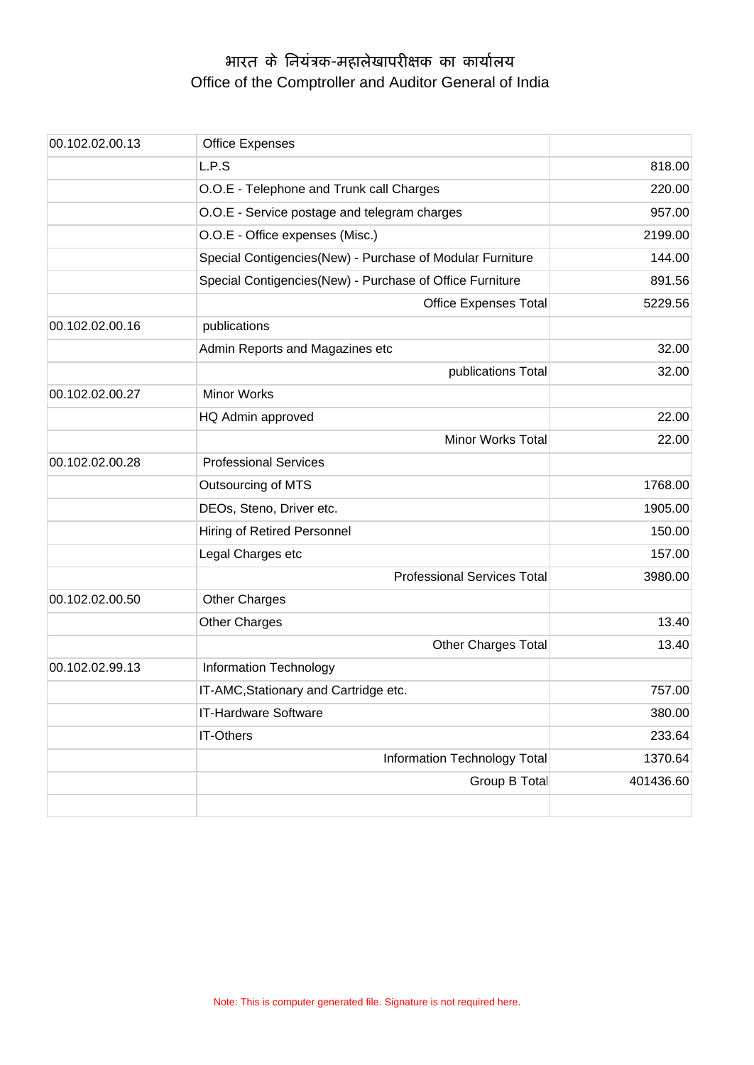# भारत के नियंत्रक-महालेखापरीक्षक का कार्यालय
# Office of the Comptroller and Auditor General of India

| | | |
|---|---|---|
| 00.102.02.00.13 | Office Expenses | |
| | L.P.S | 818.00 |
| | O.O.E - Telephone and Trunk call Charges | 220.00 |
| | O.O.E - Service postage and telegram charges | 957.00 |
| | O.O.E - Office expenses (Misc.) | 2199.00 |
| | Special Contigencies(New) - Purchase of Modular Furniture | 144.00 |
| | Special Contigencies(New) - Purchase of Office Furniture | 891.56 |
| | Office Expenses Total | 5229.56 |
| 00.102.02.00.16 | publications | |
| | Admin Reports and Magazines etc | 32.00 |
| | publications Total | 32.00 |
| 00.102.02.00.27 | Minor Works | |
| | HQ Admin approved | 22.00 |
| | Minor Works Total | 22.00 |
| 00.102.02.00.28 | Professional Services | |
| | Outsourcing of MTS | 1768.00 |
| | DEOs, Steno, Driver etc. | 1905.00 |
| | Hiring of Retired Personnel | 150.00 |
| | Legal Charges etc | 157.00 |
| | Professional Services Total | 3980.00 |
| 00.102.02.00.50 | Other Charges | |
| | Other Charges | 13.40 |
| | Other Charges Total | 13.40 |
| 00.102.02.99.13 | Information Technology | |
| | IT-AMC,Stationary and Cartridge etc. | 757.00 |
| | IT-Hardware Software | 380.00 |
| | IT-Others | 233.64 |
| | Information Technology Total | 1370.64 |
| | Group B Total | 401436.60 |
| | | |

Note: This is computer generated file. Signature is not required here.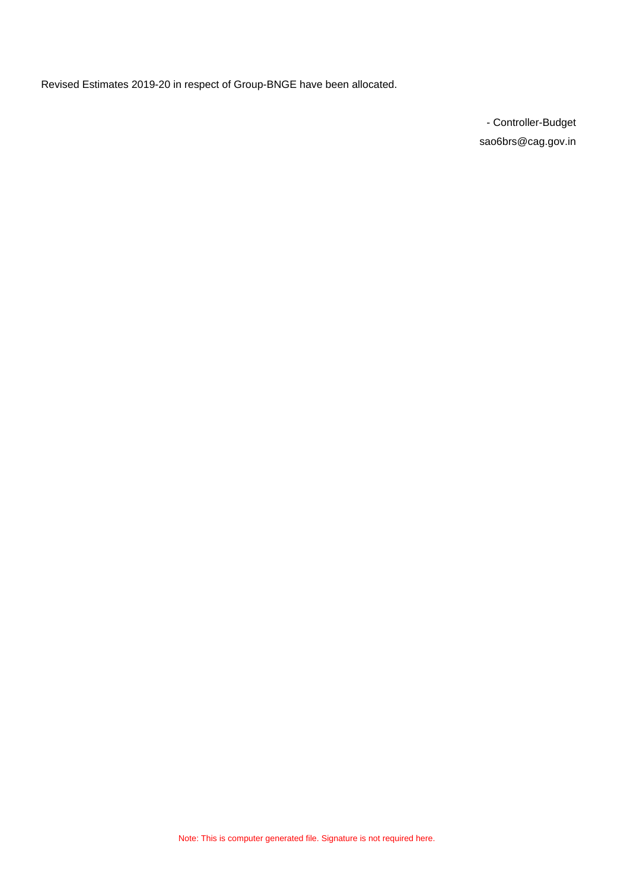Revised Estimates 2019-20 in respect of Group-BNGE have been allocated.

- Controller-Budget
sao6brs@cag.gov.in

Note: This is computer generated file. Signature is not required here.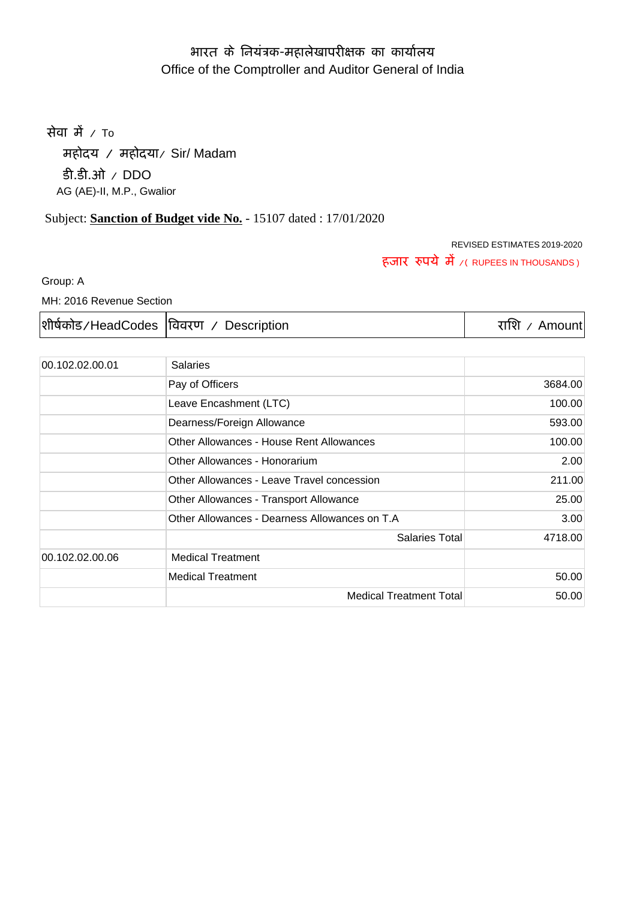भारत के नियंत्रक-महालेखापरीक्षक का कार्यालय
Office of the Comptroller and Auditor General of India

सेवा में / To

महोदय / महोदया/ Sir/ Madam

डी.डी.ओ / DDO

AG (AE)-II, M.P., Gwalior

Subject: **Sanction of Budget vide No.** - 15107 dated : 17/01/2020

REVISED ESTIMATES 2019-2020

हजार रुपये में /( RUPEES IN THOUSANDS )

Group: A

MH: 2016 Revenue Section

| शीर्षकोड/HeadCodes | विवरण / Description | राशि / Amount |
|---|---|---|
| 00.102.02.00.01 | Salaries | |
| | Pay of Officers | 3684.00 |
| | Leave Encashment (LTC) | 100.00 |
| | Dearness/Foreign Allowance | 593.00 |
| | Other Allowances - House Rent Allowances | 100.00 |
| | Other Allowances - Honorarium | 2.00 |
| | Other Allowances - Leave Travel concession | 211.00 |
| | Other Allowances - Transport Allowance | 25.00 |
| | Other Allowances - Dearness Allowances on T.A | 3.00 |
| | Salaries Total | 4718.00 |
| 00.102.02.00.06 | Medical Treatment | |
| | Medical Treatment | 50.00 |
| | Medical Treatment Total | 50.00 |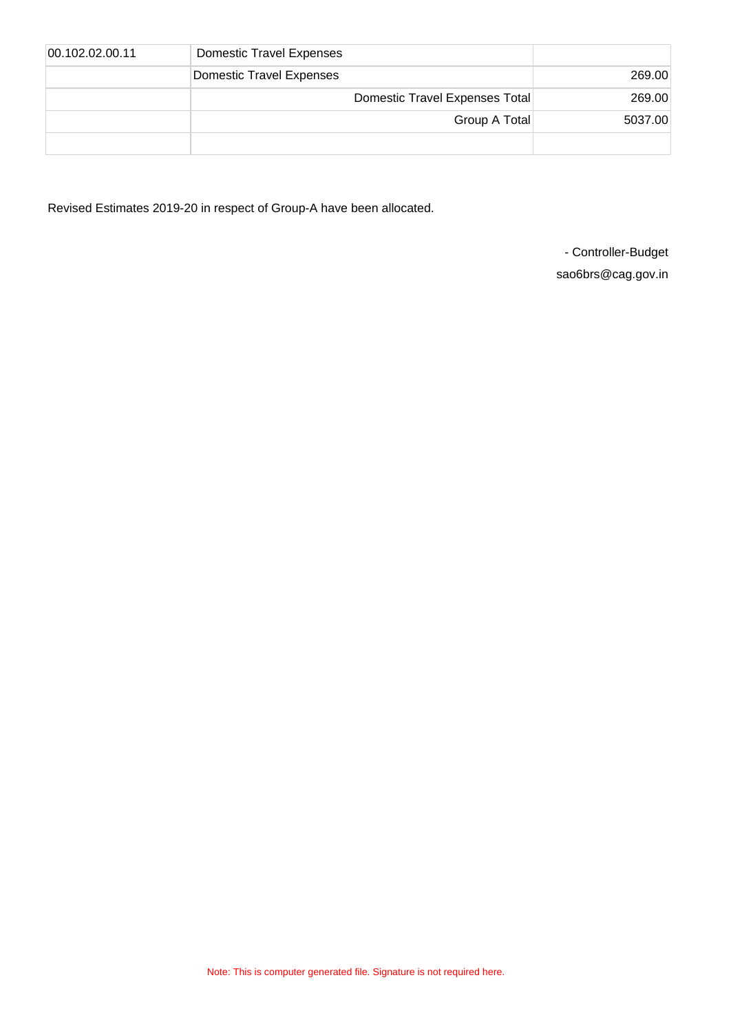| | | |
|---|---|---|
| 00.102.02.00.11 | Domestic Travel Expenses | |
| | Domestic Travel Expenses | 269.00 |
| | Domestic Travel Expenses Total | 269.00 |
| | Group A Total | 5037.00 |
| | | |

Revised Estimates 2019-20 in respect of Group-A have been allocated.

- Controller-Budget
sao6brs@cag.gov.in

Note: This is computer generated file. Signature is not required here.